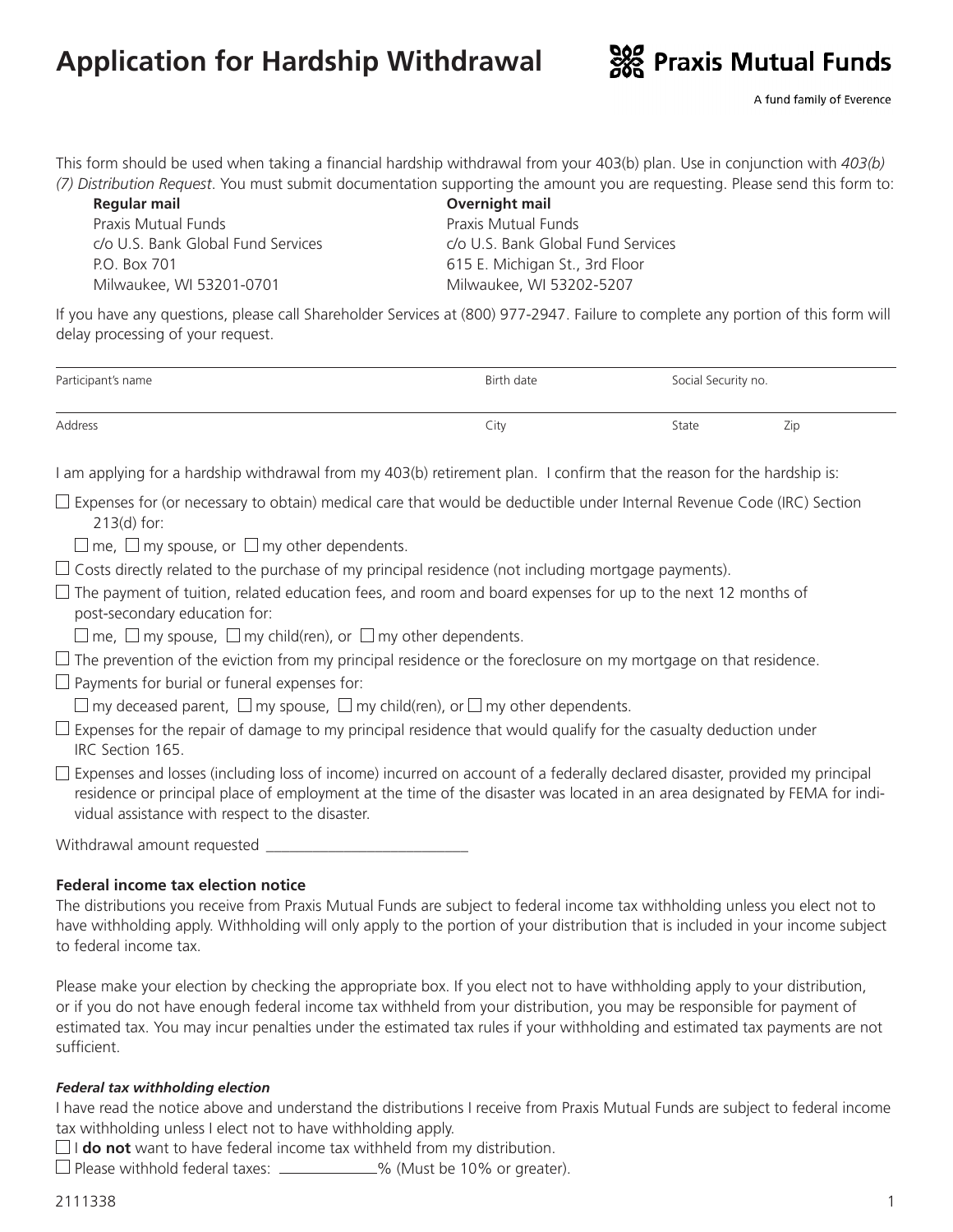# Application for Hardship Withdrawal

**Praxis Mutual Funds**

A fund family of Everence

This form should be used when taking a financial hardship withdrawal from your 403(b) plan. Use in conjunction with *403(b)(7) Distribution Request*. You must submit documentation supporting the amount you are requesting. Please send this form to:

**Regular mail**
Praxis Mutual Funds
c/o U.S. Bank Global Fund Services
P.O. Box 701
Milwaukee, WI 53201-0701

**Overnight mail**
Praxis Mutual Funds
c/o U.S. Bank Global Fund Services
615 E. Michigan St., 3rd Floor
Milwaukee, WI 53202-5207

If you have any questions, please call Shareholder Services at (800) 977-2947. Failure to complete any portion of this form will delay processing of your request.

| Participant's name | Birth date | Social Security no. | |
|---|---|---|---|
| | | | |
| **Address** | **City** | **State** | **Zip** |
| | | | |

I am applying for a hardship withdrawal from my 403(b) retirement plan. I confirm that the reason for the hardship is:

- ☐ Expenses for (or necessary to obtain) medical care that would be deductible under Internal Revenue Code (IRC) Section 213(d) for:
  - ☐ me, ☐ my spouse, or ☐ my other dependents.
- ☐ Costs directly related to the purchase of my principal residence (not including mortgage payments).
- ☐ The payment of tuition, related education fees, and room and board expenses for up to the next 12 months of post-secondary education for:
  - ☐ me, ☐ my spouse, ☐ my child(ren), or ☐ my other dependents.
- ☐ The prevention of the eviction from my principal residence or the foreclosure on my mortgage on that residence.
- ☐ Payments for burial or funeral expenses for:
  - ☐ my deceased parent, ☐ my spouse, ☐ my child(ren), or ☐ my other dependents.
- ☐ Expenses for the repair of damage to my principal residence that would qualify for the casualty deduction under IRC Section 165.
- ☐ Expenses and losses (including loss of income) incurred on account of a federally declared disaster, provided my principal residence or principal place of employment at the time of the disaster was located in an area designated by FEMA for individual assistance with respect to the disaster.

Withdrawal amount requested ___________________________

### Federal income tax election notice

The distributions you receive from Praxis Mutual Funds are subject to federal income tax withholding unless you elect not to have withholding apply. Withholding will only apply to the portion of your distribution that is included in your income subject to federal income tax.

Please make your election by checking the appropriate box. If you elect not to have withholding apply to your distribution, or if you do not have enough federal income tax withheld from your distribution, you may be responsible for payment of estimated tax. You may incur penalties under the estimated tax rules if your withholding and estimated tax payments are not sufficient.

#### *Federal tax withholding election*

I have read the notice above and understand the distributions I receive from Praxis Mutual Funds are subject to federal income tax withholding unless I elect not to have withholding apply.

☐ I **do not** want to have federal income tax withheld from my distribution.
☐ Please withhold federal taxes: ____________% (Must be 10% or greater).

2111338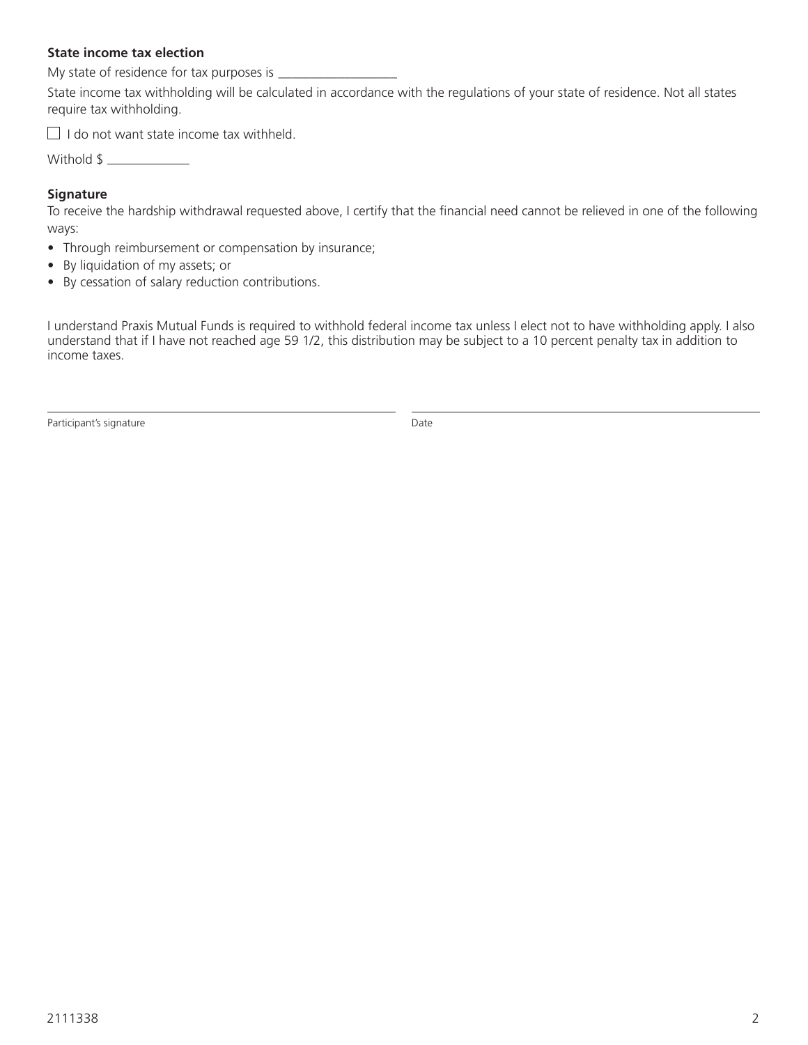**State income tax election**

My state of residence for tax purposes is ___________________

State income tax withholding will be calculated in accordance with the regulations of your state of residence. Not all states require tax withholding.

☐ I do not want state income tax withheld.

Withold $ _____________

**Signature**

To receive the hardship withdrawal requested above, I certify that the financial need cannot be relieved in one of the following ways:

- Through reimbursement or compensation by insurance;
- By liquidation of my assets; or
- By cessation of salary reduction contributions.

I understand Praxis Mutual Funds is required to withhold federal income tax unless I elect not to have withholding apply. I also understand that if I have not reached age 59 1/2, this distribution may be subject to a 10 percent penalty tax in addition to income taxes.

_______________________________________ _______________________________________

Participant's signature Date

2111338